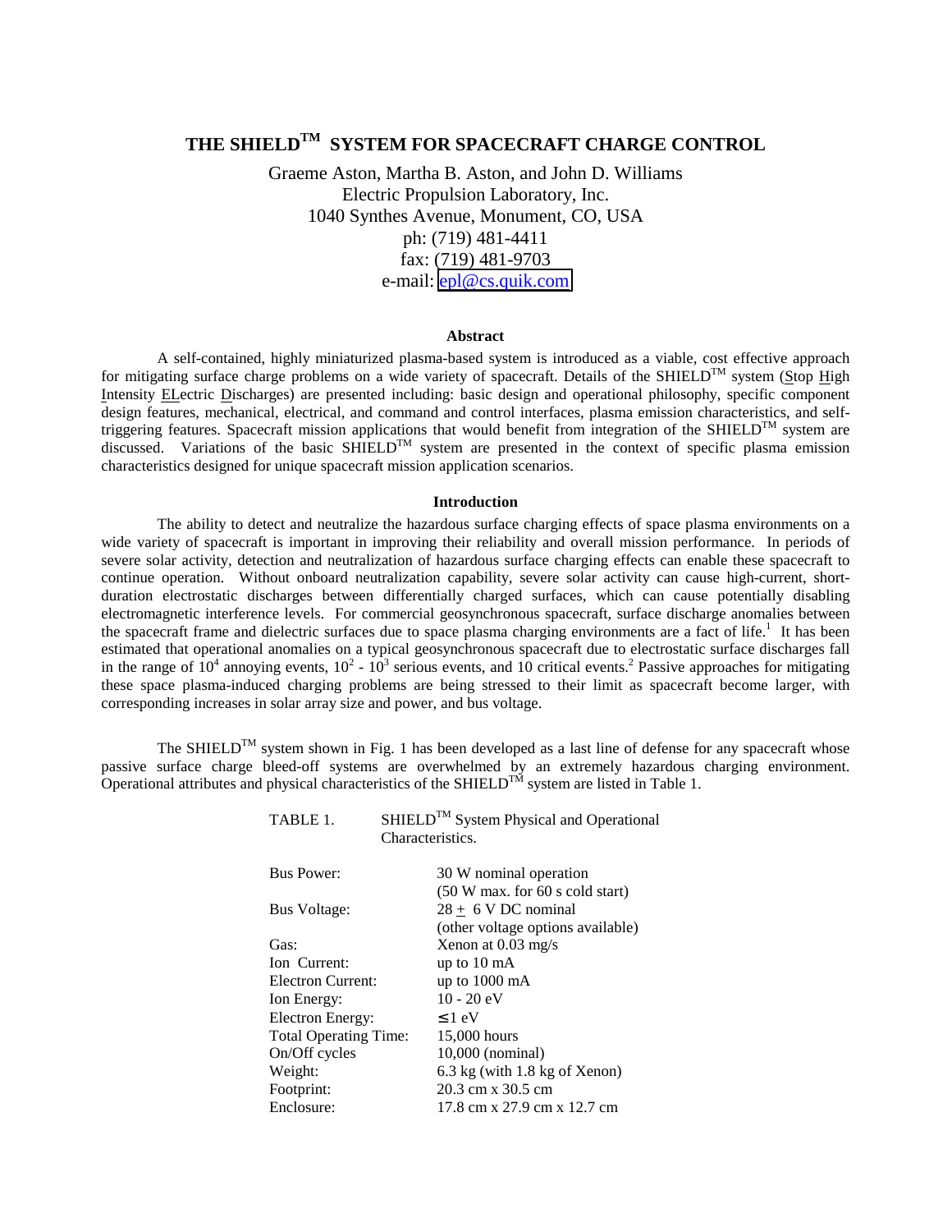# THE SHIELD™ SYSTEM FOR SPACECRAFT CHARGE CONTROL

Graeme Aston, Martha B. Aston, and John D. Williams
Electric Propulsion Laboratory, Inc.
1040 Synthes Avenue, Monument, CO, USA
ph: (719) 481-4411
fax: (719) 481-9703
e-mail: epl@cs.quik.com

## Abstract

A self-contained, highly miniaturized plasma-based system is introduced as a viable, cost effective approach for mitigating surface charge problems on a wide variety of spacecraft. Details of the SHIELD™ system (Stop High Intensity ELectric Discharges) are presented including: basic design and operational philosophy, specific component design features, mechanical, electrical, and command and control interfaces, plasma emission characteristics, and self-triggering features. Spacecraft mission applications that would benefit from integration of the SHIELD™ system are discussed. Variations of the basic SHIELD™ system are presented in the context of specific plasma emission characteristics designed for unique spacecraft mission application scenarios.

## Introduction

The ability to detect and neutralize the hazardous surface charging effects of space plasma environments on a wide variety of spacecraft is important in improving their reliability and overall mission performance. In periods of severe solar activity, detection and neutralization of hazardous surface charging effects can enable these spacecraft to continue operation. Without onboard neutralization capability, severe solar activity can cause high-current, short-duration electrostatic discharges between differentially charged surfaces, which can cause potentially disabling electromagnetic interference levels. For commercial geosynchronous spacecraft, surface discharge anomalies between the spacecraft frame and dielectric surfaces due to space plasma charging environments are a fact of life.[1] It has been estimated that operational anomalies on a typical geosynchronous spacecraft due to electrostatic surface discharges fall in the range of $10^4$ annoying events, $10^2$ - $10^3$ serious events, and 10 critical events.[2] Passive approaches for mitigating these space plasma-induced charging problems are being stressed to their limit as spacecraft become larger, with corresponding increases in solar array size and power, and bus voltage.

The SHIELD™ system shown in Fig. 1 has been developed as a last line of defense for any spacecraft whose passive surface charge bleed-off systems are overwhelmed by an extremely hazardous charging environment. Operational attributes and physical characteristics of the SHIELD™ system are listed in Table 1.

TABLE 1. SHIELD™ System Physical and Operational Characteristics.

| | |
|---|---|
| Bus Power: | 30 W nominal operation (50 W max. for 60 s cold start) |
| Bus Voltage: | 28 ± 6 V DC nominal (other voltage options available) |
| Gas: | Xenon at 0.03 mg/s |
| Ion Current: | up to 10 mA |
| Electron Current: | up to 1000 mA |
| Ion Energy: | 10 - 20 eV |
| Electron Energy: | ≤ 1 eV |
| Total Operating Time: | 15,000 hours |
| On/Off cycles | 10,000 (nominal) |
| Weight: | 6.3 kg (with 1.8 kg of Xenon) |
| Footprint: | 20.3 cm x 30.5 cm |
| Enclosure: | 17.8 cm x 27.9 cm x 12.7 cm |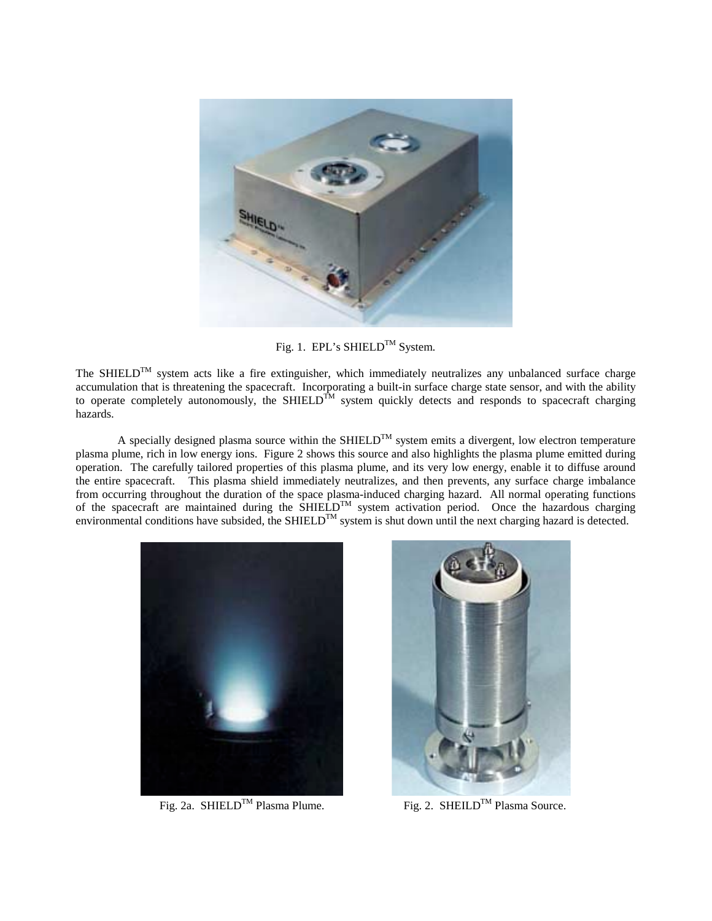Fig. 1. EPL's SHIELD™ System.

The SHIELD™ system acts like a fire extinguisher, which immediately neutralizes any unbalanced surface charge accumulation that is threatening the spacecraft. Incorporating a built-in surface charge state sensor, and with the ability to operate completely autonomously, the SHIELD™ system quickly detects and responds to spacecraft charging hazards.

A specially designed plasma source within the SHIELD™ system emits a divergent, low electron temperature plasma plume, rich in low energy ions. Figure 2 shows this source and also highlights the plasma plume emitted during operation. The carefully tailored properties of this plasma plume, and its very low energy, enable it to diffuse around the entire spacecraft. This plasma shield immediately neutralizes, and then prevents, any surface charge imbalance from occurring throughout the duration of the space plasma-induced charging hazard. All normal operating functions of the spacecraft are maintained during the SHIELD™ system activation period. Once the hazardous charging environmental conditions have subsided, the SHIELD™ system is shut down until the next charging hazard is detected.

Fig. 2a. SHIELD™ Plasma Plume.

Fig. 2. SHEILD™ Plasma Source.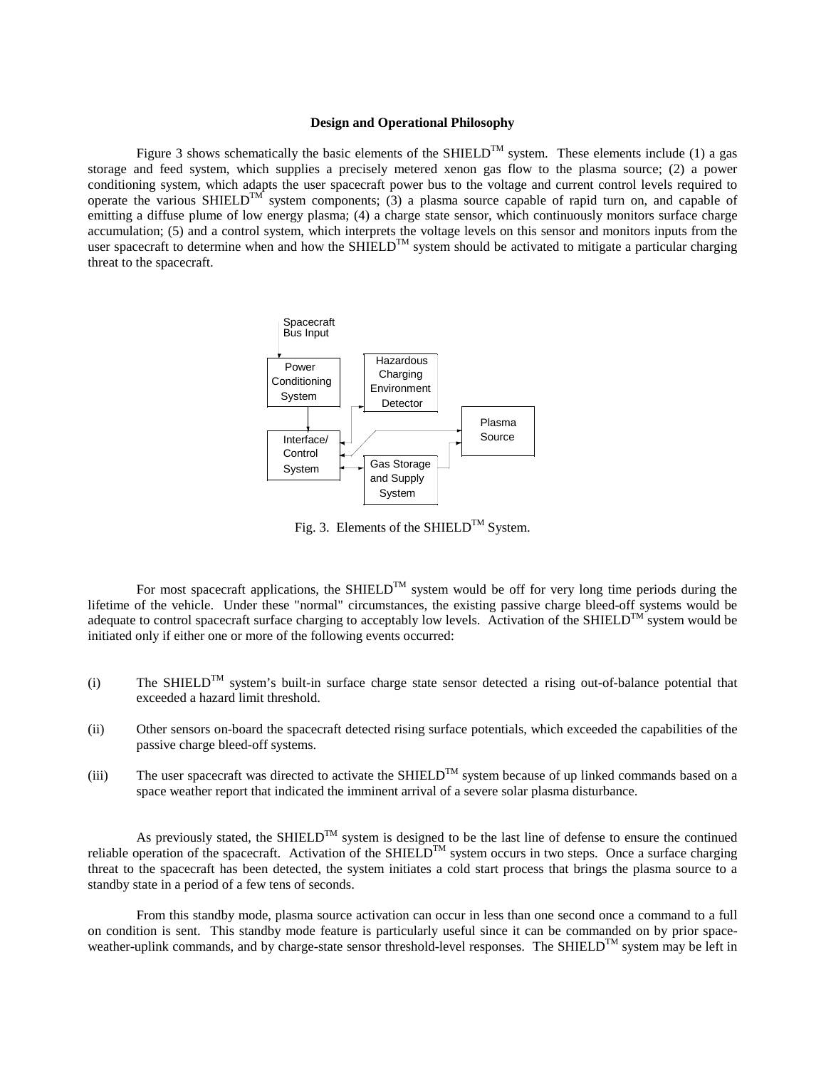**Design and Operational Philosophy**

Figure 3 shows schematically the basic elements of the SHIELD$^{TM}$ system. These elements include (1) a gas storage and feed system, which supplies a precisely metered xenon gas flow to the plasma source; (2) a power conditioning system, which adapts the user spacecraft power bus to the voltage and current control levels required to operate the various SHIELD$^{TM}$ system components; (3) a plasma source capable of rapid turn on, and capable of emitting a diffuse plume of low energy plasma; (4) a charge state sensor, which continuously monitors surface charge accumulation; (5) and a control system, which interprets the voltage levels on this sensor and monitors inputs from the user spacecraft to determine when and how the SHIELD$^{TM}$ system should be activated to mitigate a particular charging threat to the spacecraft.

Spacecraft Bus Input

Power Conditioning System

Hazardous Charging Environment Detector

Plasma Source

Interface/ Control System

Gas Storage and Supply System

Fig. 3. Elements of the SHIELD$^{TM}$ System.

For most spacecraft applications, the SHIELD$^{TM}$ system would be off for very long time periods during the lifetime of the vehicle. Under these "normal" circumstances, the existing passive charge bleed-off systems would be adequate to control spacecraft surface charging to acceptably low levels. Activation of the SHIELD$^{TM}$ system would be initiated only if either one or more of the following events occurred:

(i) The SHIELD$^{TM}$ system's built-in surface charge state sensor detected a rising out-of-balance potential that exceeded a hazard limit threshold.

(ii) Other sensors on-board the spacecraft detected rising surface potentials, which exceeded the capabilities of the passive charge bleed-off systems.

(iii) The user spacecraft was directed to activate the SHIELD$^{TM}$ system because of up linked commands based on a space weather report that indicated the imminent arrival of a severe solar plasma disturbance.

As previously stated, the SHIELD$^{TM}$ system is designed to be the last line of defense to ensure the continued reliable operation of the spacecraft. Activation of the SHIELD$^{TM}$ system occurs in two steps. Once a surface charging threat to the spacecraft has been detected, the system initiates a cold start process that brings the plasma source to a standby state in a period of a few tens of seconds.

From this standby mode, plasma source activation can occur in less than one second once a command to a full on condition is sent. This standby mode feature is particularly useful since it can be commanded on by prior space-weather-uplink commands, and by charge-state sensor threshold-level responses. The SHIELD$^{TM}$ system may be left in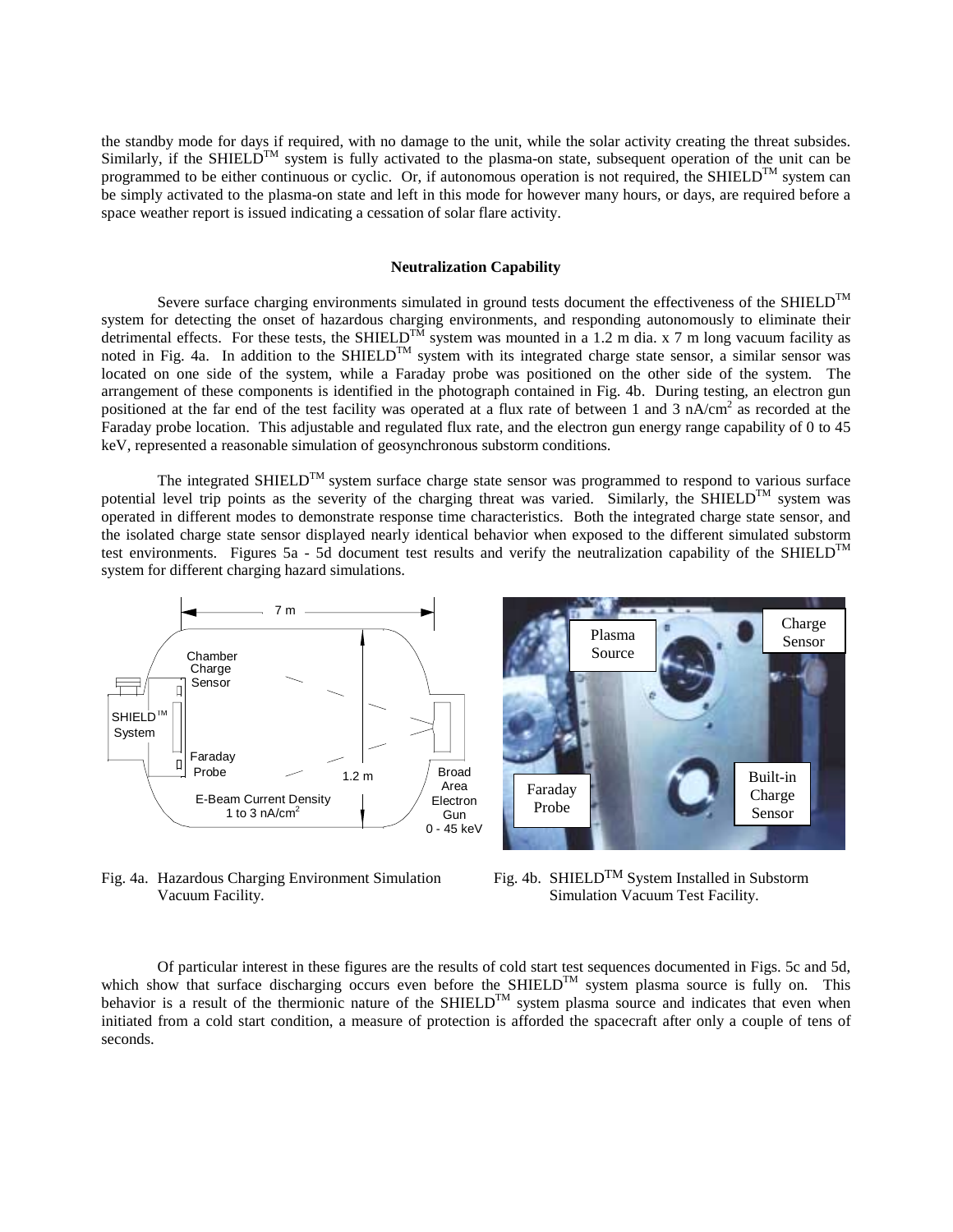the standby mode for days if required, with no damage to the unit, while the solar activity creating the threat subsides. Similarly, if the SHIELD™ system is fully activated to the plasma-on state, subsequent operation of the unit can be programmed to be either continuous or cyclic. Or, if autonomous operation is not required, the SHIELD™ system can be simply activated to the plasma-on state and left in this mode for however many hours, or days, are required before a space weather report is issued indicating a cessation of solar flare activity.

### Neutralization Capability

Severe surface charging environments simulated in ground tests document the effectiveness of the SHIELD™ system for detecting the onset of hazardous charging environments, and responding autonomously to eliminate their detrimental effects. For these tests, the SHIELD™ system was mounted in a 1.2 m dia. x 7 m long vacuum facility as noted in Fig. 4a. In addition to the SHIELD™ system with its integrated charge state sensor, a similar sensor was located on one side of the system, while a Faraday probe was positioned on the other side of the system. The arrangement of these components is identified in the photograph contained in Fig. 4b. During testing, an electron gun positioned at the far end of the test facility was operated at a flux rate of between 1 and 3 $nA/cm^2$ as recorded at the Faraday probe location. This adjustable and regulated flux rate, and the electron gun energy range capability of 0 to 45 keV, represented a reasonable simulation of geosynchronous substorm conditions.

The integrated SHIELD™ system surface charge state sensor was programmed to respond to various surface potential level trip points as the severity of the charging threat was varied. Similarly, the SHIELD™ system was operated in different modes to demonstrate response time characteristics. Both the integrated charge state sensor, and the isolated charge state sensor displayed nearly identical behavior when exposed to the different simulated substorm test environments. Figures 5a - 5d document test results and verify the neutralization capability of the SHIELD™ system for different charging hazard simulations.

Fig. 4a. Hazardous Charging Environment Simulation Vacuum Facility.

Fig. 4b. SHIELD™ System Installed in Substorm Simulation Vacuum Test Facility.

Of particular interest in these figures are the results of cold start test sequences documented in Figs. 5c and 5d, which show that surface discharging occurs even before the SHIELD™ system plasma source is fully on. This behavior is a result of the thermionic nature of the SHIELD™ system plasma source and indicates that even when initiated from a cold start condition, a measure of protection is afforded the spacecraft after only a couple of tens of seconds.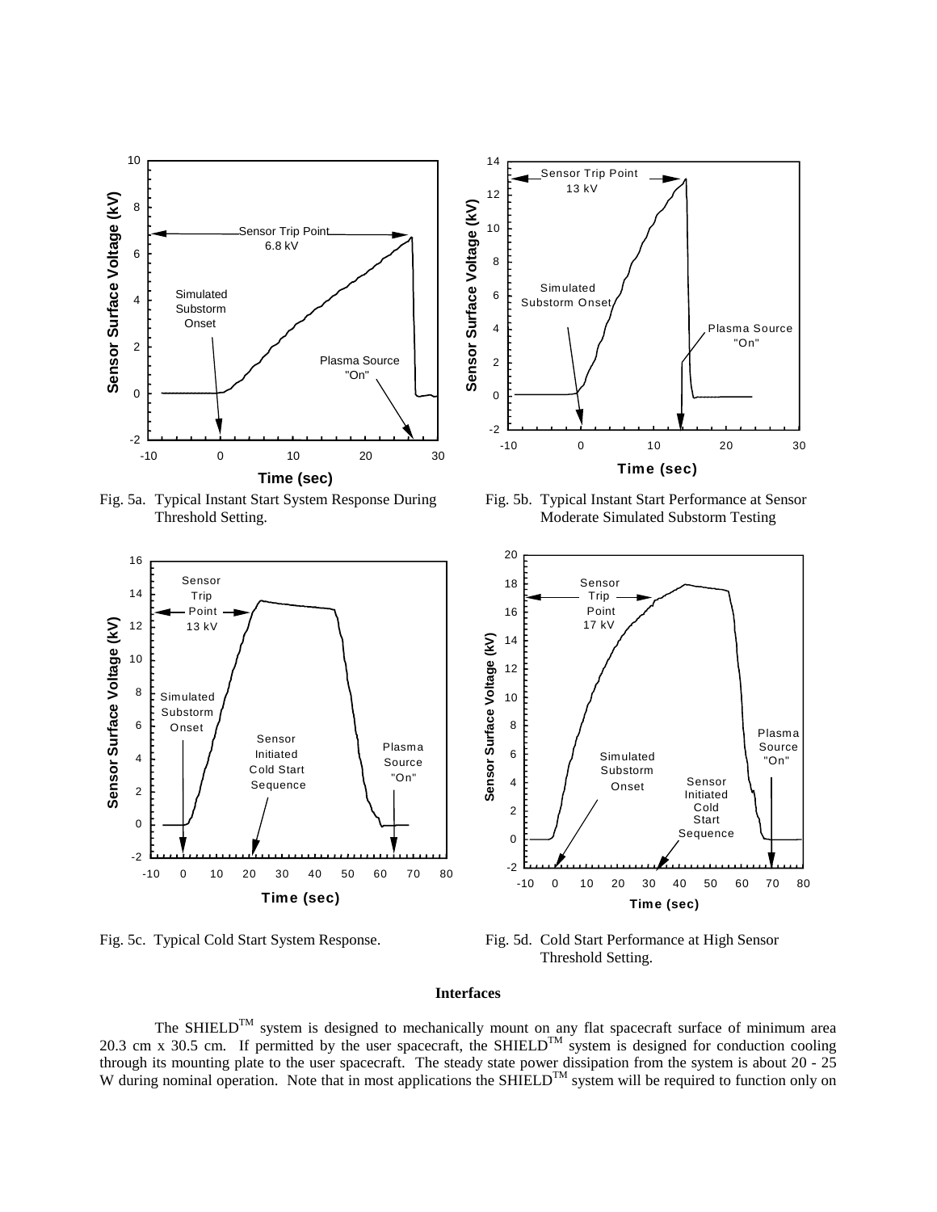Fig. 5a. Typical Instant Start System Response During Threshold Setting.

Fig. 5b. Typical Instant Start Performance at Sensor Moderate Simulated Substorm Testing

Fig. 5c. Typical Cold Start System Response.

Fig. 5d. Cold Start Performance at High Sensor Threshold Setting.

## Interfaces

The SHIELD™ system is designed to mechanically mount on any flat spacecraft surface of minimum area 20.3 cm x 30.5 cm. If permitted by the user spacecraft, the SHIELD™ system is designed for conduction cooling through its mounting plate to the user spacecraft. The steady state power dissipation from the system is about 20 - 25 W during nominal operation. Note that in most applications the SHIELD™ system will be required to function only on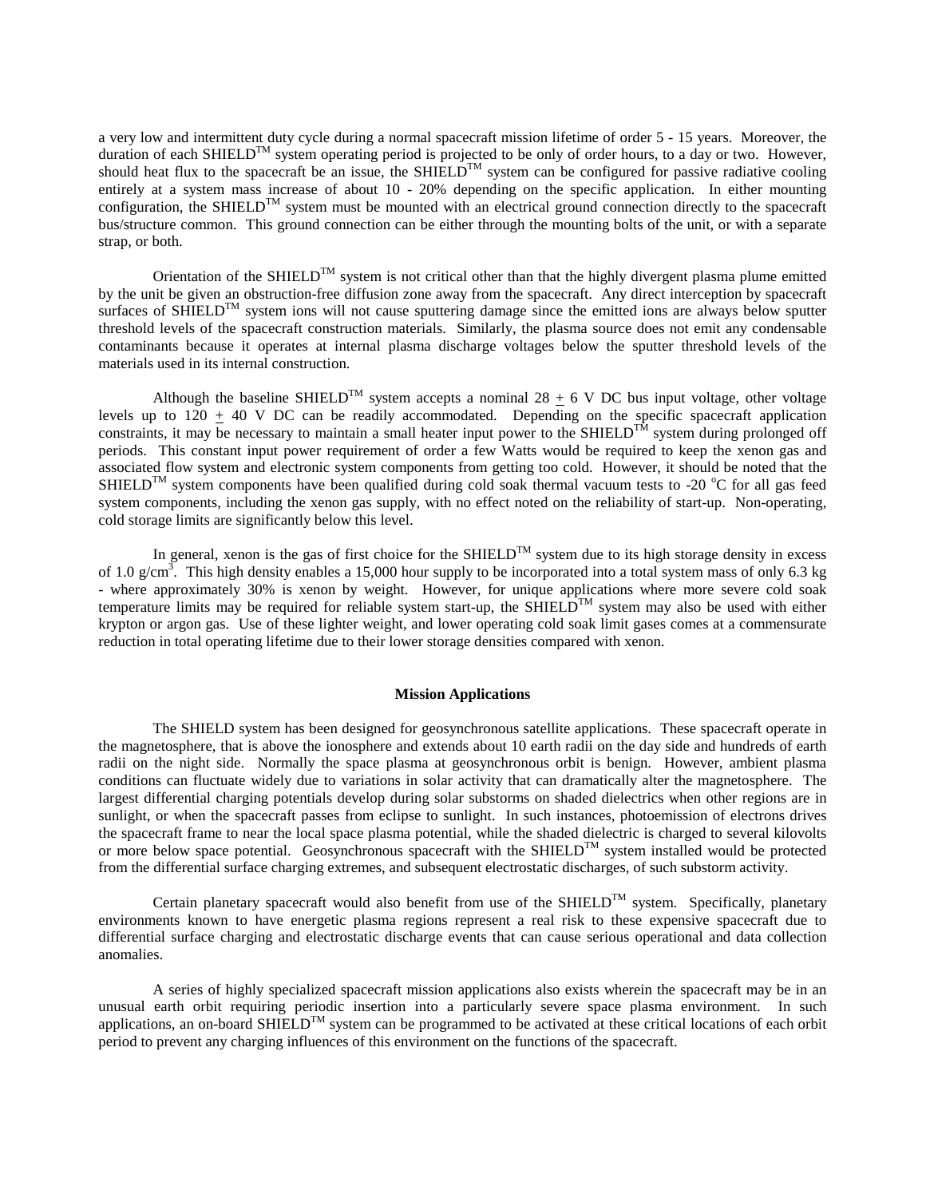a very low and intermittent duty cycle during a normal spacecraft mission lifetime of order 5 - 15 years. Moreover, the duration of each SHIELD$^{TM}$ system operating period is projected to be only of order hours, to a day or two. However, should heat flux to the spacecraft be an issue, the SHIELD$^{TM}$ system can be configured for passive radiative cooling entirely at a system mass increase of about 10 - 20% depending on the specific application. In either mounting configuration, the SHIELD$^{TM}$ system must be mounted with an electrical ground connection directly to the spacecraft bus/structure common. This ground connection can be either through the mounting bolts of the unit, or with a separate strap, or both.

Orientation of the SHIELD$^{TM}$ system is not critical other than that the highly divergent plasma plume emitted by the unit be given an obstruction-free diffusion zone away from the spacecraft. Any direct interception by spacecraft surfaces of SHIELD$^{TM}$ system ions will not cause sputtering damage since the emitted ions are always below sputter threshold levels of the spacecraft construction materials. Similarly, the plasma source does not emit any condensable contaminants because it operates at internal plasma discharge voltages below the sputter threshold levels of the materials used in its internal construction.

Although the baseline SHIELD$^{TM}$ system accepts a nominal $28 \pm 6$ V DC bus input voltage, other voltage levels up to $120 \pm 40$ V DC can be readily accommodated. Depending on the specific spacecraft application constraints, it may be necessary to maintain a small heater input power to the SHIELD$^{TM}$ system during prolonged off periods. This constant input power requirement of order a few Watts would be required to keep the xenon gas and associated flow system and electronic system components from getting too cold. However, it should be noted that the SHIELD$^{TM}$ system components have been qualified during cold soak thermal vacuum tests to -20 $^{o}$C for all gas feed system components, including the xenon gas supply, with no effect noted on the reliability of start-up. Non-operating, cold storage limits are significantly below this level.

In general, xenon is the gas of first choice for the SHIELD$^{TM}$ system due to its high storage density in excess of 1.0 g/cm$^{3}$. This high density enables a 15,000 hour supply to be incorporated into a total system mass of only 6.3 kg - where approximately 30% is xenon by weight. However, for unique applications where more severe cold soak temperature limits may be required for reliable system start-up, the SHIELD$^{TM}$ system may also be used with either krypton or argon gas. Use of these lighter weight, and lower operating cold soak limit gases comes at a commensurate reduction in total operating lifetime due to their lower storage densities compared with xenon.

## Mission Applications

The SHIELD system has been designed for geosynchronous satellite applications. These spacecraft operate in the magnetosphere, that is above the ionosphere and extends about 10 earth radii on the day side and hundreds of earth radii on the night side. Normally the space plasma at geosynchronous orbit is benign. However, ambient plasma conditions can fluctuate widely due to variations in solar activity that can dramatically alter the magnetosphere. The largest differential charging potentials develop during solar substorms on shaded dielectrics when other regions are in sunlight, or when the spacecraft passes from eclipse to sunlight. In such instances, photoemission of electrons drives the spacecraft frame to near the local space plasma potential, while the shaded dielectric is charged to several kilovolts or more below space potential. Geosynchronous spacecraft with the SHIELD$^{TM}$ system installed would be protected from the differential surface charging extremes, and subsequent electrostatic discharges, of such substorm activity.

Certain planetary spacecraft would also benefit from use of the SHIELD$^{TM}$ system. Specifically, planetary environments known to have energetic plasma regions represent a real risk to these expensive spacecraft due to differential surface charging and electrostatic discharge events that can cause serious operational and data collection anomalies.

A series of highly specialized spacecraft mission applications also exists wherein the spacecraft may be in an unusual earth orbit requiring periodic insertion into a particularly severe space plasma environment. In such applications, an on-board SHIELD$^{TM}$ system can be programmed to be activated at these critical locations of each orbit period to prevent any charging influences of this environment on the functions of the spacecraft.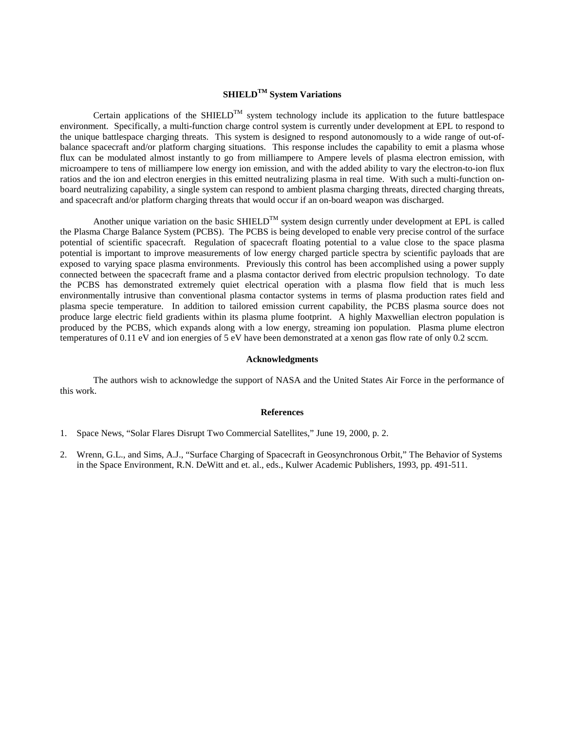## SHIELD™ System Variations

Certain applications of the SHIELD™ system technology include its application to the future battlespace environment. Specifically, a multi-function charge control system is currently under development at EPL to respond to the unique battlespace charging threats. This system is designed to respond autonomously to a wide range of out-of-balance spacecraft and/or platform charging situations. This response includes the capability to emit a plasma whose flux can be modulated almost instantly to go from milliampere to Ampere levels of plasma electron emission, with microampere to tens of milliampere low energy ion emission, and with the added ability to vary the electron-to-ion flux ratios and the ion and electron energies in this emitted neutralizing plasma in real time. With such a multi-function on-board neutralizing capability, a single system can respond to ambient plasma charging threats, directed charging threats, and spacecraft and/or platform charging threats that would occur if an on-board weapon was discharged.

Another unique variation on the basic SHIELD™ system design currently under development at EPL is called the Plasma Charge Balance System (PCBS). The PCBS is being developed to enable very precise control of the surface potential of scientific spacecraft. Regulation of spacecraft floating potential to a value close to the space plasma potential is important to improve measurements of low energy charged particle spectra by scientific payloads that are exposed to varying space plasma environments. Previously this control has been accomplished using a power supply connected between the spacecraft frame and a plasma contactor derived from electric propulsion technology. To date the PCBS has demonstrated extremely quiet electrical operation with a plasma flow field that is much less environmentally intrusive than conventional plasma contactor systems in terms of plasma production rates field and plasma specie temperature. In addition to tailored emission current capability, the PCBS plasma source does not produce large electric field gradients within its plasma plume footprint. A highly Maxwellian electron population is produced by the PCBS, which expands along with a low energy, streaming ion population. Plasma plume electron temperatures of 0.11 eV and ion energies of 5 eV have been demonstrated at a xenon gas flow rate of only 0.2 sccm.

## Acknowledgments

The authors wish to acknowledge the support of NASA and the United States Air Force in the performance of this work.

## References

1. Space News, "Solar Flares Disrupt Two Commercial Satellites," June 19, 2000, p. 2.
2. Wrenn, G.L., and Sims, A.J., "Surface Charging of Spacecraft in Geosynchronous Orbit," The Behavior of Systems in the Space Environment, R.N. DeWitt and et. al., eds., Kulwer Academic Publishers, 1993, pp. 491-511.